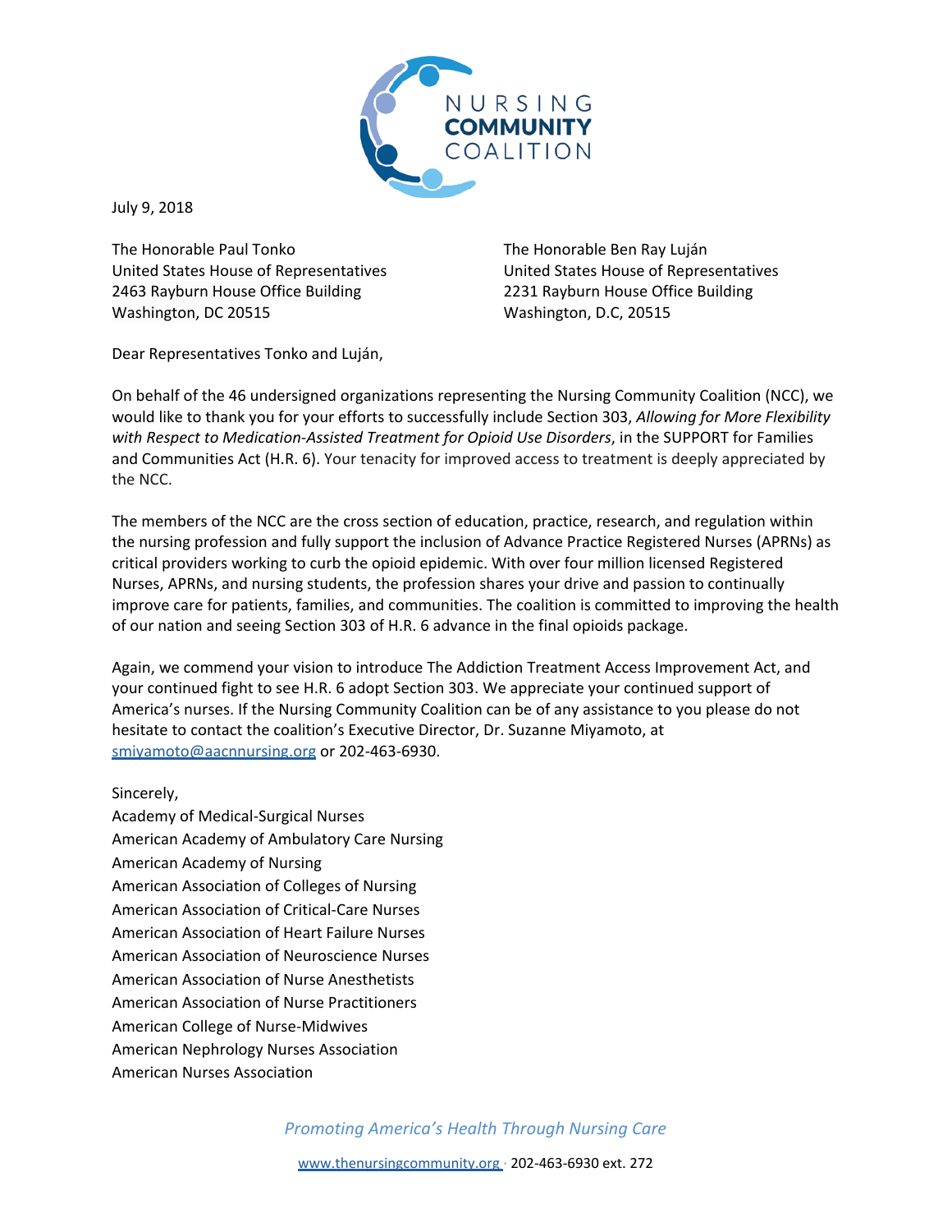NURSING **COMMUNITY** COALITION

July 9, 2018

The Honorable Paul Tonko
United States House of Representatives
2463 Rayburn House Office Building
Washington, DC 20515

The Honorable Ben Ray Luján
United States House of Representatives
2231 Rayburn House Office Building
Washington, D.C, 20515

Dear Representatives Tonko and Luján,

On behalf of the 46 undersigned organizations representing the Nursing Community Coalition (NCC), we would like to thank you for your efforts to successfully include Section 303, *Allowing for More Flexibility with Respect to Medication-Assisted Treatment for Opioid Use Disorders*, in the SUPPORT for Families and Communities Act (H.R. 6). Your tenacity for improved access to treatment is deeply appreciated by the NCC.

The members of the NCC are the cross section of education, practice, research, and regulation within the nursing profession and fully support the inclusion of Advance Practice Registered Nurses (APRNs) as critical providers working to curb the opioid epidemic. With over four million licensed Registered Nurses, APRNs, and nursing students, the profession shares your drive and passion to continually improve care for patients, families, and communities. The coalition is committed to improving the health of our nation and seeing Section 303 of H.R. 6 advance in the final opioids package.

Again, we commend your vision to introduce The Addiction Treatment Access Improvement Act, and your continued fight to see H.R. 6 adopt Section 303. We appreciate your continued support of America's nurses. If the Nursing Community Coalition can be of any assistance to you please do not hesitate to contact the coalition's Executive Director, Dr. Suzanne Miyamoto, at smiyamoto@aacnnursing.org or 202-463-6930.

Sincerely,
Academy of Medical-Surgical Nurses
American Academy of Ambulatory Care Nursing
American Academy of Nursing
American Association of Colleges of Nursing
American Association of Critical-Care Nurses
American Association of Heart Failure Nurses
American Association of Neuroscience Nurses
American Association of Nurse Anesthetists
American Association of Nurse Practitioners
American College of Nurse-Midwives
American Nephrology Nurses Association
American Nurses Association

*Promoting America's Health Through Nursing Care*

www.thenursingcommunity.org · 202-463-6930 ext. 272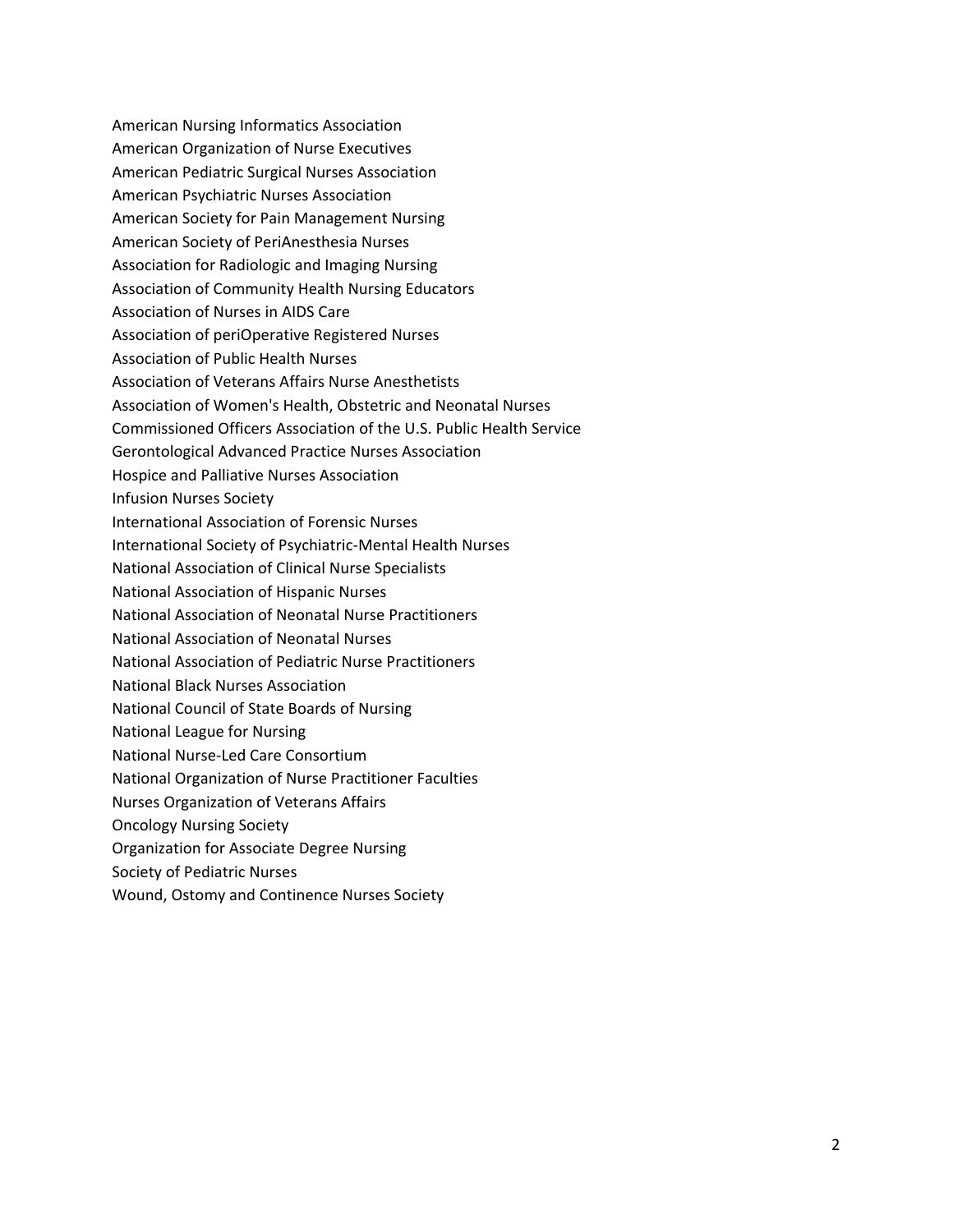American Nursing Informatics Association
American Organization of Nurse Executives
American Pediatric Surgical Nurses Association
American Psychiatric Nurses Association
American Society for Pain Management Nursing
American Society of PeriAnesthesia Nurses
Association for Radiologic and Imaging Nursing
Association of Community Health Nursing Educators
Association of Nurses in AIDS Care
Association of periOperative Registered Nurses
Association of Public Health Nurses
Association of Veterans Affairs Nurse Anesthetists
Association of Women's Health, Obstetric and Neonatal Nurses
Commissioned Officers Association of the U.S. Public Health Service
Gerontological Advanced Practice Nurses Association
Hospice and Palliative Nurses Association
Infusion Nurses Society
International Association of Forensic Nurses
International Society of Psychiatric-Mental Health Nurses
National Association of Clinical Nurse Specialists
National Association of Hispanic Nurses
National Association of Neonatal Nurse Practitioners
National Association of Neonatal Nurses
National Association of Pediatric Nurse Practitioners
National Black Nurses Association
National Council of State Boards of Nursing
National League for Nursing
National Nurse-Led Care Consortium
National Organization of Nurse Practitioner Faculties
Nurses Organization of Veterans Affairs
Oncology Nursing Society
Organization for Associate Degree Nursing
Society of Pediatric Nurses
Wound, Ostomy and Continence Nurses Society